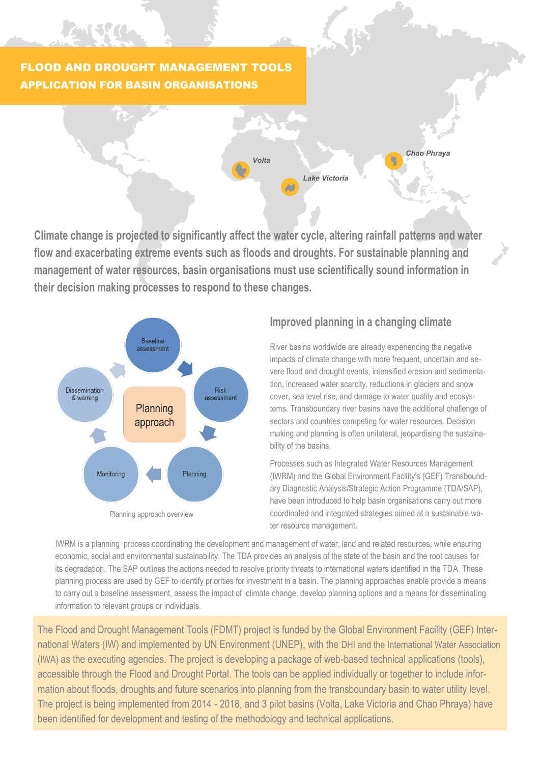# FLOOD AND DROUGHT MANAGEMENT TOOLS
## APPLICATION FOR BASIN ORGANISATIONS

Volta

Lake Victoria

Chao Phraya

**Climate change is projected to significantly affect the water cycle, altering rainfall patterns and water flow and exacerbating extreme events such as floods and droughts. For sustainable planning and management of water resources, basin organisations must use scientifically sound information in their decision making processes to respond to these changes.**

Baseline assessment → Risk assessment → Planning → Monitoring → Dissemination & warning

Planning approach

Planning approach overview

## Improved planning in a changing climate

River basins worldwide are already experiencing the negative impacts of climate change with more frequent, uncertain and severe flood and drought events, intensified erosion and sedimentation, increased water scarcity, reductions in glaciers and snow cover, sea level rise, and damage to water quality and ecosystems. Transboundary river basins have the additional challenge of sectors and countries competing for water resources. Decision making and planning is often unilateral, jeopardising the sustainability of the basins.

Processes such as Integrated Water Resources Management (IWRM) and the Global Environment Facility's (GEF) Transboundary Diagnostic Analysis/Strategic Action Programme (TDA/SAP), have been introduced to help basin organisations carry out more coordinated and integrated strategies aimed at a sustainable water resource management.

IWRM is a planning process coordinating the development and management of water, land and related resources, while ensuring economic, social and environmental sustainability. The TDA provides an analysis of the state of the basin and the root causes for its degradation. The SAP outlines the actions needed to resolve priority threats to international waters identified in the TDA. These planning process are used by GEF to identify priorities for investment in a basin. The planning approaches enable provide a means to carry out a baseline assessment, assess the impact of climate change, develop planning options and a means for disseminating information to relevant groups or individuals.

The Flood and Drought Management Tools (FDMT) project is funded by the Global Environment Facility (GEF) International Waters (IW) and implemented by UN Environment (UNEP), with the DHI and the International Water Association (IWA) as the executing agencies. The project is developing a package of web-based technical applications (tools), accessible through the Flood and Drought Portal. The tools can be applied individually or together to include information about floods, droughts and future scenarios into planning from the transboundary basin to water utility level. The project is being implemented from 2014 - 2018, and 3 pilot basins (Volta, Lake Victoria and Chao Phraya) have been identified for development and testing of the methodology and technical applications.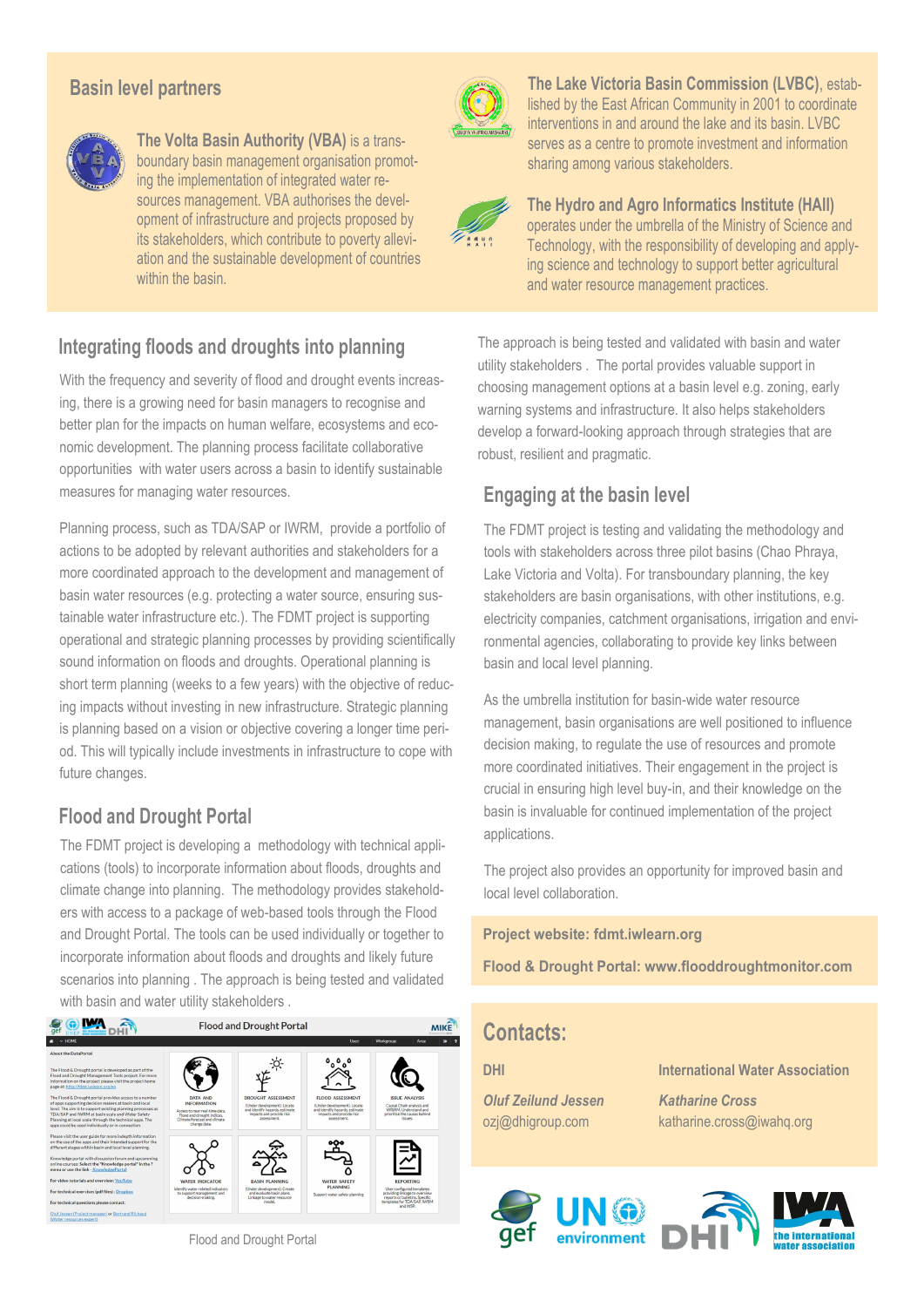## Basin level partners

**The Volta Basin Authority (VBA)** is a transboundary basin management organisation promoting the implementation of integrated water resources management. VBA authorises the development of infrastructure and projects proposed by its stakeholders, which contribute to poverty alleviation and the sustainable development of countries within the basin.

**The Lake Victoria Basin Commission (LVBC)**, established by the East African Community in 2001 to coordinate interventions in and around the lake and its basin. LVBC serves as a centre to promote investment and information sharing among various stakeholders.

**The Hydro and Agro Informatics Institute (HAII)** operates under the umbrella of the Ministry of Science and Technology, with the responsibility of developing and applying science and technology to support better agricultural and water resource management practices.

## Integrating floods and droughts into planning

With the frequency and severity of flood and drought events increasing, there is a growing need for basin managers to recognise and better plan for the impacts on human welfare, ecosystems and economic development. The planning process facilitate collaborative opportunities with water users across a basin to identify sustainable measures for managing water resources.

Planning process, such as TDA/SAP or IWRM, provide a portfolio of actions to be adopted by relevant authorities and stakeholders for a more coordinated approach to the development and management of basin water resources (e.g. protecting a water source, ensuring sustainable water infrastructure etc.). The FDMT project is supporting operational and strategic planning processes by providing scientifically sound information on floods and droughts. Operational planning is short term planning (weeks to a few years) with the objective of reducing impacts without investing in new infrastructure. Strategic planning is planning based on a vision or objective covering a longer time period. This will typically include investments in infrastructure to cope with future changes.

## Flood and Drought Portal

The FDMT project is developing a methodology with technical applications (tools) to incorporate information about floods, droughts and climate change into planning. The methodology provides stakeholders with access to a package of web-based tools through the Flood and Drought Portal. The tools can be used individually or together to incorporate information about floods and droughts and likely future scenarios into planning . The approach is being tested and validated with basin and water utility stakeholders .

Flood and Drought Portal

The approach is being tested and validated with basin and water utility stakeholders . The portal provides valuable support in choosing management options at a basin level e.g. zoning, early warning systems and infrastructure. It also helps stakeholders develop a forward-looking approach through strategies that are robust, resilient and pragmatic.

## Engaging at the basin level

The FDMT project is testing and validating the methodology and tools with stakeholders across three pilot basins (Chao Phraya, Lake Victoria and Volta). For transboundary planning, the key stakeholders are basin organisations, with other institutions, e.g. electricity companies, catchment organisations, irrigation and environmental agencies, collaborating to provide key links between basin and local level planning.

As the umbrella institution for basin-wide water resource management, basin organisations are well positioned to influence decision making, to regulate the use of resources and promote more coordinated initiatives. Their engagement in the project is crucial in ensuring high level buy-in, and their knowledge on the basin is invaluable for continued implementation of the project applications.

The project also provides an opportunity for improved basin and local level collaboration.

**Project website: fdmt.iwlearn.org**

**Flood & Drought Portal: www.flooddroughtmonitor.com**

## Contacts:

**DHI**

*Oluf Zeilund Jessen*
ozj@dhigroup.com

**International Water Association**

*Katharine Cross*
katharine.cross@iwahq.org